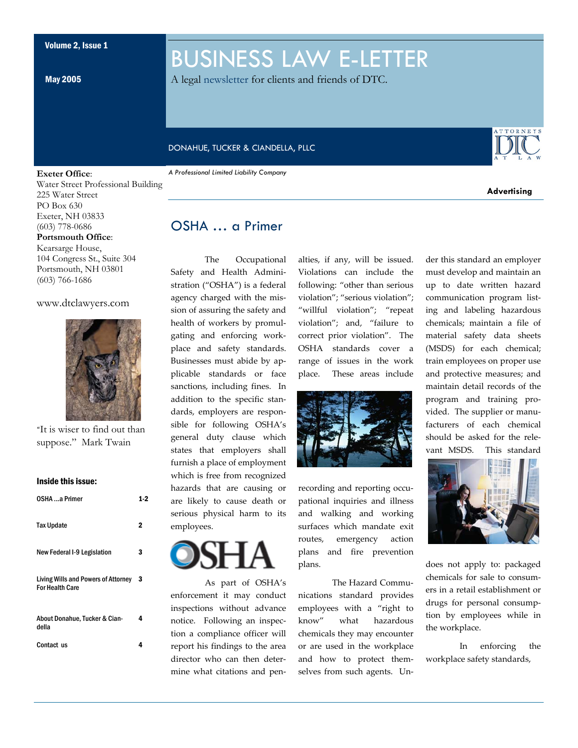Volume 2, Issue 1

May 2005

# BUSINESS LAW E-LETTER

A legal newsletter for clients and friends of DTC.

DONAHUE, TUCKER & CIANDELLA, PLLC

*A Professional Limited Liability Company*

**Advertising**

**Exeter Office**:
Water Street Professional Building
225 Water Street
PO Box 630
Exeter, NH 03833
(603) 778-0686

**Portsmouth Office**:
Kearsarge House,
104 Congress St., Suite 304
Portsmouth, NH 03801
(603) 766-1686

www.dtclawyers.com

"It is wiser to find out than suppose." Mark Twain

**Inside this issue:**

| | |
|---|---|
| OSHA ...a Primer | 1-2 |
| Tax Update | 2 |
| New Federal I-9 Legislation | 3 |
| Living Wills and Powers of Attorney For Health Care | 3 |
| About Donahue, Tucker & Ciandella | 4 |
| Contact us | 4 |

## OSHA … a Primer

The Occupational Safety and Health Administration ("OSHA") is a federal agency charged with the mission of assuring the safety and health of workers by promulgating and enforcing workplace and safety standards. Businesses must abide by applicable standards or face sanctions, including fines. In addition to the specific standards, employers are responsible for following OSHA's general duty clause which states that employers shall furnish a place of employment which is free from recognized hazards that are causing or are likely to cause death or serious physical harm to its employees.

As part of OSHA's enforcement it may conduct inspections without advance notice. Following an inspection a compliance officer will report his findings to the area director who can then determine what citations and penalties, if any, will be issued. Violations can include the following: "other than serious violation"; "serious violation"; "willful violation"; "repeat violation"; and, "failure to correct prior violation". The OSHA standards cover a range of issues in the work place. These areas include recording and reporting occupational inquiries and illness and walking and working surfaces which mandate exit routes, emergency action plans and fire prevention plans.

The Hazard Communications standard provides employees with a "right to know" what hazardous chemicals they may encounter or are used in the workplace and how to protect themselves from such agents. Under this standard an employer must develop and maintain an up to date written hazard communication program listing and labeling hazardous chemicals; maintain a file of material safety data sheets (MSDS) for each chemical; train employees on proper use and protective measures; and maintain detail records of the program and training provided. The supplier or manufacturers of each chemical should be asked for the relevant MSDS. This standard does not apply to: packaged chemicals for sale to consumers in a retail establishment or drugs for personal consumption by employees while in the workplace.

In enforcing the workplace safety standards,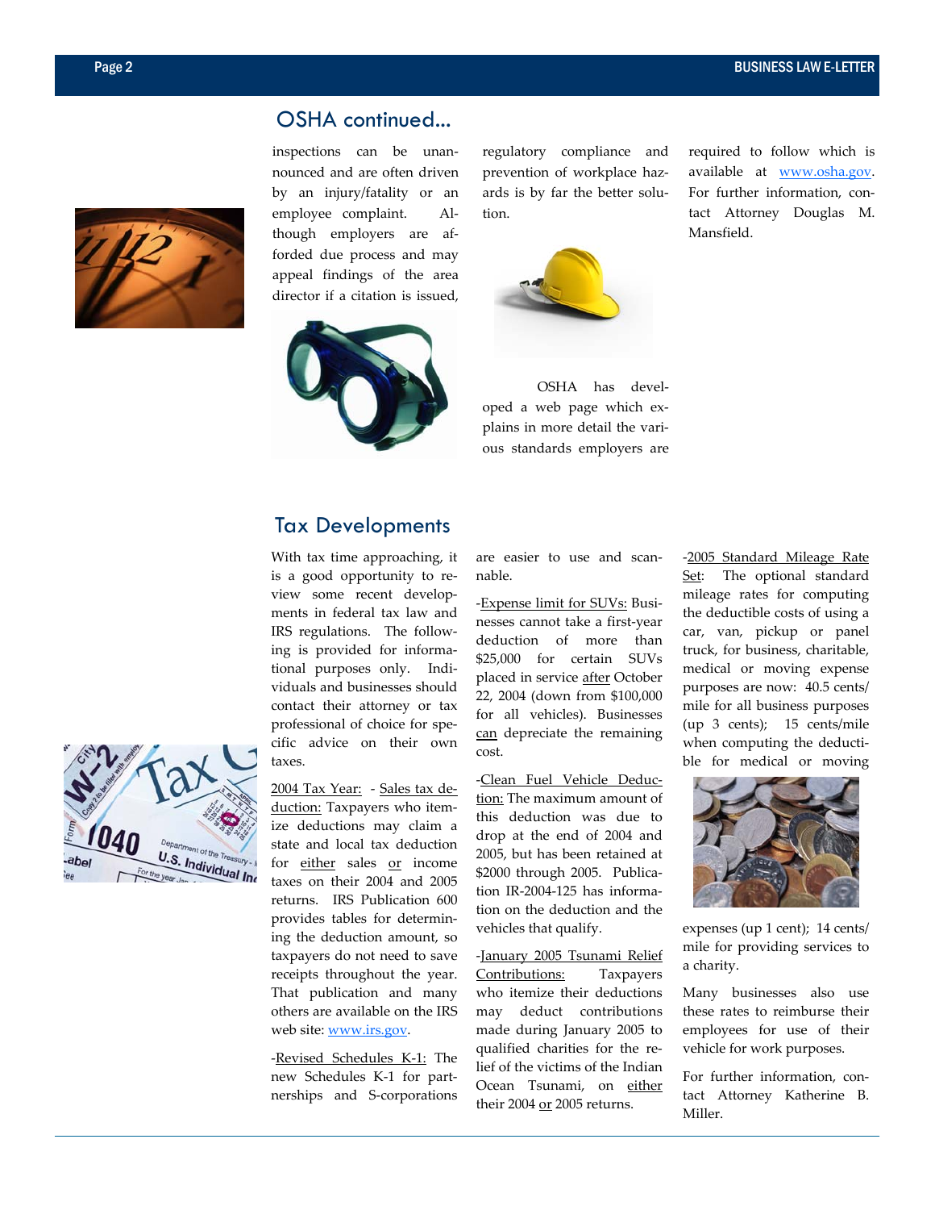## OSHA continued...

inspections can be unannounced and are often driven by an injury/fatality or an employee complaint. Although employers are afforded due process and may appeal findings of the area director if a citation is issued, regulatory compliance and prevention of workplace hazards is by far the better solution.

OSHA has developed a web page which explains in more detail the various standards employers are required to follow which is available at www.osha.gov. For further information, contact Attorney Douglas M. Mansfield.

## Tax Developments

With tax time approaching, it is a good opportunity to review some recent developments in federal tax law and IRS regulations. The following is provided for informational purposes only. Individuals and businesses should contact their attorney or tax professional of choice for specific advice on their own taxes.

2004 Tax Year: - Sales tax deduction: Taxpayers who itemize deductions may claim a state and local tax deduction for either sales or income taxes on their 2004 and 2005 returns. IRS Publication 600 provides tables for determining the deduction amount, so taxpayers do not need to save receipts throughout the year. That publication and many others are available on the IRS web site: www.irs.gov.

-Revised Schedules K-1: The new Schedules K-1 for partnerships and S-corporations are easier to use and scannable.

-Expense limit for SUVs: Businesses cannot take a first-year deduction of more than $25,000 for certain SUVs placed in service after October 22, 2004 (down from $100,000 for all vehicles). Businesses can depreciate the remaining cost.

-Clean Fuel Vehicle Deduction: The maximum amount of this deduction was due to drop at the end of 2004 and 2005, but has been retained at $2000 through 2005. Publication IR-2004-125 has information on the deduction and the vehicles that qualify.

-January 2005 Tsunami Relief Contributions: Taxpayers who itemize their deductions may deduct contributions made during January 2005 to qualified charities for the relief of the victims of the Indian Ocean Tsunami, on either their 2004 or 2005 returns.

-2005 Standard Mileage Rate Set: The optional standard mileage rates for computing the deductible costs of using a car, van, pickup or panel truck, for business, charitable, medical or moving expense purposes are now: 40.5 cents/mile for all business purposes (up 3 cents); 15 cents/mile when computing the deductible for medical or moving expenses (up 1 cent); 14 cents/mile for providing services to a charity.

Many businesses also use these rates to reimburse their employees for use of their vehicle for work purposes.

For further information, contact Attorney Katherine B. Miller.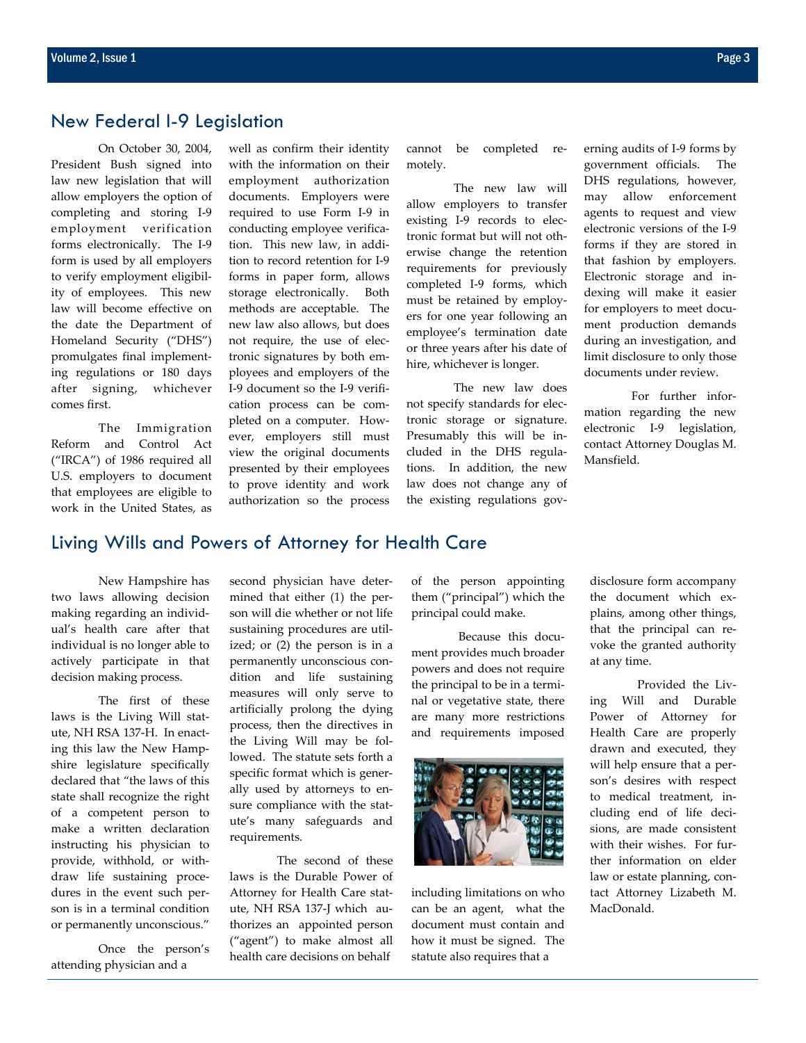## New Federal I-9 Legislation

On October 30, 2004, President Bush signed into law new legislation that will allow employers the option of completing and storing I-9 employment verification forms electronically. The I-9 form is used by all employers to verify employment eligibility of employees. This new law will become effective on the date the Department of Homeland Security ("DHS") promulgates final implementing regulations or 180 days after signing, whichever comes first.

The Immigration Reform and Control Act ("IRCA") of 1986 required all U.S. employers to document that employees are eligible to work in the United States, as well as confirm their identity with the information on their employment authorization documents. Employers were required to use Form I-9 in conducting employee verification. This new law, in addition to record retention for I-9 forms in paper form, allows storage electronically. Both methods are acceptable. The new law also allows, but does not require, the use of electronic signatures by both employees and employers of the I-9 document so the I-9 verification process can be completed on a computer. However, employers still must view the original documents presented by their employees to prove identity and work authorization so the process cannot be completed remotely.

The new law will allow employers to transfer existing I-9 records to electronic format but will not otherwise change the retention requirements for previously completed I-9 forms, which must be retained by employers for one year following an employee's termination date or three years after his date of hire, whichever is longer.

The new law does not specify standards for electronic storage or signature. Presumably this will be included in the DHS regulations. In addition, the new law does not change any of the existing regulations governing audits of I-9 forms by government officials. The DHS regulations, however, may allow enforcement agents to request and view electronic versions of the I-9 forms if they are stored in that fashion by employers. Electronic storage and indexing will make it easier for employers to meet document production demands during an investigation, and limit disclosure to only those documents under review.

For further information regarding the new electronic I-9 legislation, contact Attorney Douglas M. Mansfield.

## Living Wills and Powers of Attorney for Health Care

New Hampshire has two laws allowing decision making regarding an individual's health care after that individual is no longer able to actively participate in that decision making process.

The first of these laws is the Living Will statute, NH RSA 137-H. In enacting this law the New Hampshire legislature specifically declared that "the laws of this state shall recognize the right of a competent person to make a written declaration instructing his physician to provide, withhold, or withdraw life sustaining procedures in the event such person is in a terminal condition or permanently unconscious."

Once the person's attending physician and a second physician have determined that either (1) the person will die whether or not life sustaining procedures are utilized; or (2) the person is in a permanently unconscious condition and life sustaining measures will only serve to artificially prolong the dying process, then the directives in the Living Will may be followed. The statute sets forth a specific format which is generally used by attorneys to ensure compliance with the statute's many safeguards and requirements.

The second of these laws is the Durable Power of Attorney for Health Care statute, NH RSA 137-J which authorizes an appointed person ("agent") to make almost all health care decisions on behalf of the person appointing them ("principal") which the principal could make.

Because this document provides much broader powers and does not require the principal to be in a terminal or vegetative state, there are many more restrictions and requirements imposed including limitations on who can be an agent, what the document must contain and how it must be signed. The statute also requires that a disclosure form accompany the document which explains, among other things, that the principal can revoke the granted authority at any time.

Provided the Living Will and Durable Power of Attorney for Health Care are properly drawn and executed, they will help ensure that a person's desires with respect to medical treatment, including end of life decisions, are made consistent with their wishes. For further information on elder law or estate planning, contact Attorney Lizabeth M. MacDonald.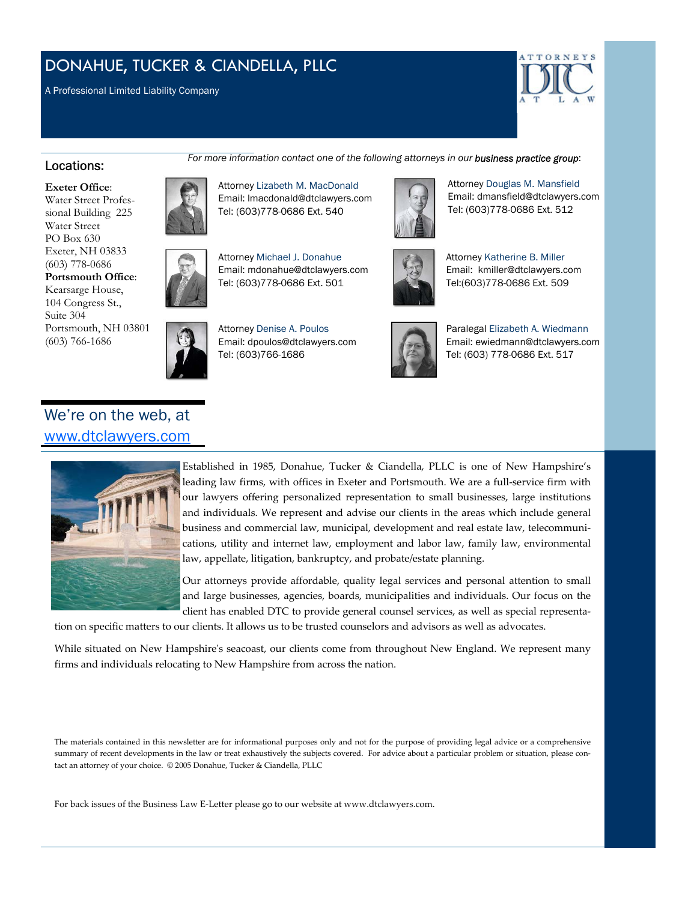# DONAHUE, TUCKER & CIANDELLA, PLLC

A Professional Limited Liability Company

## Locations:

**Exeter Office**:
Water Street Professional Building 225 Water Street
PO Box 630
Exeter, NH 03833
(603) 778-0686

**Portsmouth Office**:
Kearsarge House,
104 Congress St.,
Suite 304
Portsmouth, NH 03801
(603) 766-1686

*For more information contact one of the following attorneys in our **business practice group**:*

Attorney Lizabeth M. MacDonald
Email: lmacdonald@dtclawyers.com
Tel: (603)778-0686 Ext. 540

Attorney Douglas M. Mansfield
Email: dmansfield@dtclawyers.com
Tel: (603)778-0686 Ext. 512

Attorney Michael J. Donahue
Email: mdonahue@dtclawyers.com
Tel: (603)778-0686 Ext. 501

Attorney Katherine B. Miller
Email: kmiller@dtclawyers.com
Tel:(603)778-0686 Ext. 509

Attorney Denise A. Poulos
Email: dpoulos@dtclawyers.com
Tel: (603)766-1686

Paralegal Elizabeth A. Wiedmann
Email: ewiedmann@dtclawyers.com
Tel: (603) 778-0686 Ext. 517

## We're on the web, at www.dtclawyers.com

Established in 1985, Donahue, Tucker & Ciandella, PLLC is one of New Hampshire's leading law firms, with offices in Exeter and Portsmouth. We are a full-service firm with our lawyers offering personalized representation to small businesses, large institutions and individuals. We represent and advise our clients in the areas which include general business and commercial law, municipal, development and real estate law, telecommunications, utility and internet law, employment and labor law, family law, environmental law, appellate, litigation, bankruptcy, and probate/estate planning.

Our attorneys provide affordable, quality legal services and personal attention to small and large businesses, agencies, boards, municipalities and individuals. Our focus on the client has enabled DTC to provide general counsel services, as well as special representation on specific matters to our clients. It allows us to be trusted counselors and advisors as well as advocates.

While situated on New Hampshire's seacoast, our clients come from throughout New England. We represent many firms and individuals relocating to New Hampshire from across the nation.

The materials contained in this newsletter are for informational purposes only and not for the purpose of providing legal advice or a comprehensive summary of recent developments in the law or treat exhaustively the subjects covered. For advice about a particular problem or situation, please contact an attorney of your choice. © 2005 Donahue, Tucker & Ciandella, PLLC

For back issues of the Business Law E-Letter please go to our website at www.dtclawyers.com.